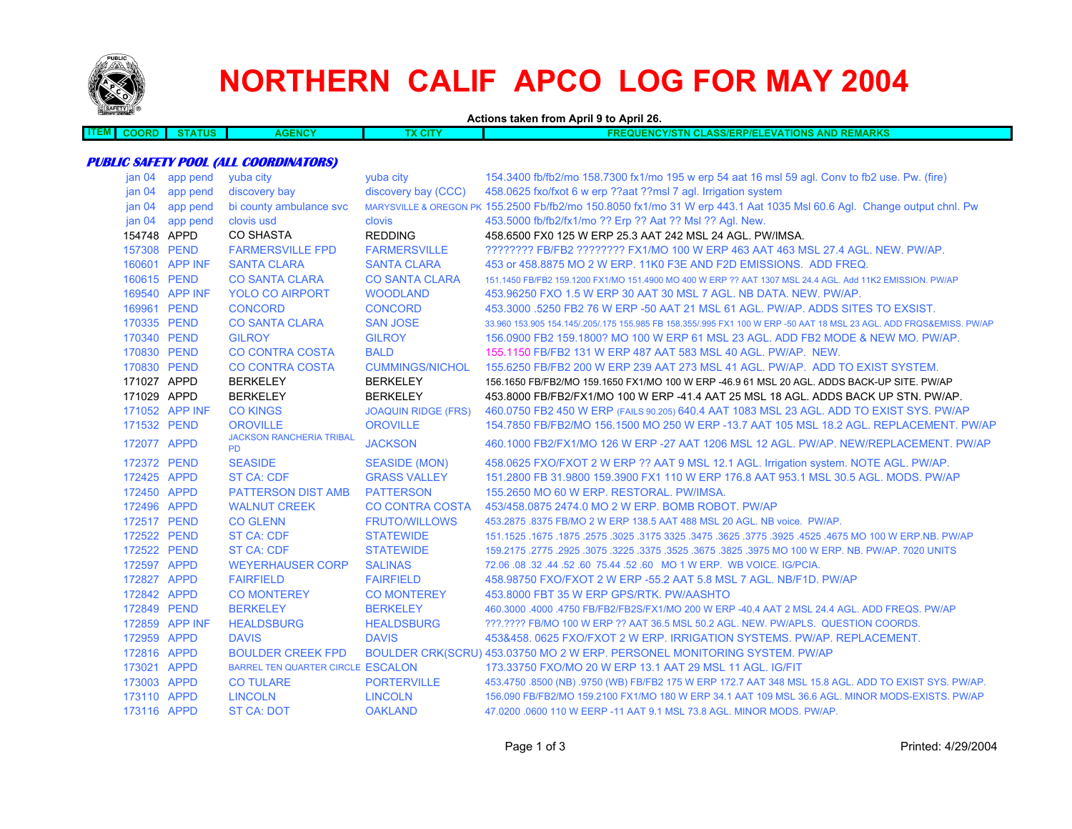# NORTHERN CALIF APCO LOG FOR MAY 2004

**Actions taken from April 9 to April 26.**

***PUBLIC SAFETY POOL (ALL COORDINATORS)***

| ITEM | COORD | STATUS | AGENCY | TX CITY | FREQUENCY/STN CLASS/ERP/ELEVATIONS AND REMARKS |
|---|---|---|---|---|---|
| | jan 04 | app pend | yuba city | yuba city | 154.3400 fb/fb2/mo 158.7300 fx1/mo 195 w erp 54 aat 16 msl 59 agl. Conv to fb2 use. Pw. (fire) |
| | jan 04 | app pend | discovery bay | discovery bay (CCC) | 458.0625 fxo/fxot 6 w erp ??aat ??msl 7 agl. Irrigation system |
| | jan 04 | app pend | bi county ambulance svc | MARYSVILLE & OREGON PK | 155.2500 Fb/fb2/mo 150.8050 fx1/mo 31 W erp 443.1 Aat 1035 Msl 60.6 Agl. Change output chnl. Pw |
| | jan 04 | app pend | clovis usd | clovis | 453.5000 fb/fb2/fx1/mo ?? Erp ?? Aat ?? Msl ?? Agl. New. |
| | 154748 | APPD | CO SHASTA | REDDING | 458.6500 FX0 125 W ERP 25.3 AAT 242 MSL 24 AGL. PW/IMSA. |
| | 157308 | PEND | FARMERSVILLE FPD | FARMERSVILLE | ???????? FB/FB2 ???????? FX1/MO 100 W ERP 463 AAT 463 MSL 27.4 AGL. NEW. PW/AP. |
| | 160601 | APP INF | SANTA CLARA | SANTA CLARA | 453 or 458.8875 MO 2 W ERP. 11K0 F3E AND F2D EMISSIONS. ADD FREQ. |
| | 160615 | PEND | CO SANTA CLARA | CO SANTA CLARA | 151.1450 FB/FB2 159.1200 FX1/MO 151.4900 MO 400 W ERP ?? AAT 1307 MSL 24.4 AGL. Add 11K2 EMISSION. PW/AP |
| | 169540 | APP INF | YOLO CO AIRPORT | WOODLAND | 453.96250 FXO 1.5 W ERP 30 AAT 30 MSL 7 AGL. NB DATA. NEW. PW/AP. |
| | 169961 | PEND | CONCORD | CONCORD | 453.3000 .5250 FB2 76 W ERP -50 AAT 21 MSL 61 AGL. PW/AP. ADDS SITES TO EXSIST. |
| | 170335 | PEND | CO SANTA CLARA | SAN JOSE | 33.960 153.905 154.145/.205/.175 155.985 FB 158.355/.995 FX1 100 W ERP -50 AAT 18 MSL 23 AGL. ADD FRQS&EMISS. PW/AP |
| | 170340 | PEND | GILROY | GILROY | 156.0900 FB2 159.1800? MO 100 W ERP 61 MSL 23 AGL. ADD FB2 MODE & NEW MO. PW/AP. |
| | 170830 | PEND | CO CONTRA COSTA | BALD | 155.1150 FB/FB2 131 W ERP 487 AAT 583 MSL 40 AGL. PW/AP. NEW. |
| | 170830 | PEND | CO CONTRA COSTA | CUMMINGS/NICHOL | 155.6250 FB/FB2 200 W ERP 239 AAT 273 MSL 41 AGL. PW/AP. ADD TO EXIST SYSTEM. |
| | 171027 | APPD | BERKELEY | BERKELEY | 156.1650 FB/FB2/MO 159.1650 FX1/MO 100 W ERP -46.9 61 MSL 20 AGL. ADDS BACK-UP SITE. PW/AP |
| | 171029 | APPD | BERKELEY | BERKELEY | 453.8000 FB/FB2/FX1/MO 100 W ERP -41.4 AAT 25 MSL 18 AGL. ADDS BACK UP STN. PW/AP. |
| | 171052 | APP INF | CO KINGS | JOAQUIN RIDGE (FRS) | 460.0750 FB2 450 W ERP (FAILS 90.205) 640.4 AAT 1083 MSL 23 AGL. ADD TO EXIST SYS. PW/AP |
| | 171532 | PEND | OROVILLE | OROVILLE | 154.7850 FB/FB2/MO 156.1500 MO 250 W ERP -13.7 AAT 105 MSL 18.2 AGL. REPLACEMENT. PW/AP |
| | 172077 | APPD | JACKSON RANCHERIA TRIBAL PD | JACKSON | 460.1000 FB2/FX1/MO 126 W ERP -27 AAT 1206 MSL 12 AGL. PW/AP. NEW/REPLACEMENT. PW/AP |
| | 172372 | PEND | SEASIDE | SEASIDE (MON) | 458.0625 FXO/FXOT 2 W ERP ?? AAT 9 MSL 12.1 AGL. Irrigation system. NOTE AGL. PW/AP. |
| | 172425 | APPD | ST CA: CDF | GRASS VALLEY | 151.2800 FB 31.9800 159.3900 FX1 110 W ERP 176.8 AAT 953.1 MSL 30.5 AGL. MODS. PW/AP |
| | 172450 | APPD | PATTERSON DIST AMB | PATTERSON | 155.2650 MO 60 W ERP. RESTORAL. PW/IMSA. |
| | 172496 | APPD | WALNUT CREEK | CO CONTRA COSTA | 453/458.0875 2474.0 MO 2 W ERP. BOMB ROBOT. PW/AP |
| | 172517 | PEND | CO GLENN | FRUTO/WILLOWS | 453.2875 .8375 FB/MO 2 W ERP 138.5 AAT 488 MSL 20 AGL. NB voice. PW/AP. |
| | 172522 | PEND | ST CA: CDF | STATEWIDE | 151.1525 .1675 .1875 .2575 .3025 .3175 3325 .3475 .3625 .3775 .3925 .4525 .4675 MO 100 W ERP.NB. PW/AP |
| | 172522 | PEND | ST CA: CDF | STATEWIDE | 159.2175 .2775 .2925 .3075 .3225 .3375 .3525 .3675 .3825 .3975 MO 100 W ERP. NB. PW/AP. 7020 UNITS |
| | 172597 | APPD | WEYERHAUSER CORP | SALINAS | 72.06 .08 .32 .44 .52 .60 75.44 .52 .60 MO 1 W ERP. WB VOICE. IG/PCIA. |
| | 172827 | APPD | FAIRFIELD | FAIRFIELD | 458.98750 FXO/FXOT 2 W ERP -55.2 AAT 5.8 MSL 7 AGL. NB/F1D. PW/AP |
| | 172842 | APPD | CO MONTEREY | CO MONTEREY | 453.8000 FBT 35 W ERP GPS/RTK. PW/AASHTO |
| | 172849 | PEND | BERKELEY | BERKELEY | 460.3000 .4000 .4750 FB/FB2/FB2S/FX1/MO 200 W ERP -40.4 AAT 2 MSL 24.4 AGL. ADD FREQS. PW/AP |
| | 172859 | APP INF | HEALDSBURG | HEALDSBURG | ???.???? FB/MO 100 W ERP ?? AAT 36.5 MSL 50.2 AGL. NEW. PW/APLS. QUESTION COORDS. |
| | 172959 | APPD | DAVIS | DAVIS | 453&458. 0625 FXO/FXOT 2 W ERP. IRRIGATION SYSTEMS. PW/AP. REPLACEMENT. |
| | 172816 | APPD | BOULDER CREEK FPD | BOULDER CRK(SCRU) | 453.03750 MO 2 W ERP. PERSONEL MONITORING SYSTEM. PW/AP |
| | 173021 | APPD | BARREL TEN QUARTER CIRCLE | ESCALON | 173.33750 FXO/MO 20 W ERP 13.1 AAT 29 MSL 11 AGL. IG/FIT |
| | 173003 | APPD | CO TULARE | PORTERVILLE | 453.4750 .8500 (NB) .9750 (WB) FB/FB2 175 W ERP 172.7 AAT 348 MSL 15.8 AGL. ADD TO EXIST SYS. PW/AP. |
| | 173110 | APPD | LINCOLN | LINCOLN | 156.090 FB/FB2/MO 159.2100 FX1/MO 180 W ERP 34.1 AAT 109 MSL 36.6 AGL. MINOR MODS-EXISTS. PW/AP |
| | 173116 | APPD | ST CA: DOT | OAKLAND | 47.0200 .0600 110 W EERP -11 AAT 9.1 MSL 73.8 AGL. MINOR MODS. PW/AP. |

Printed: 4/29/2004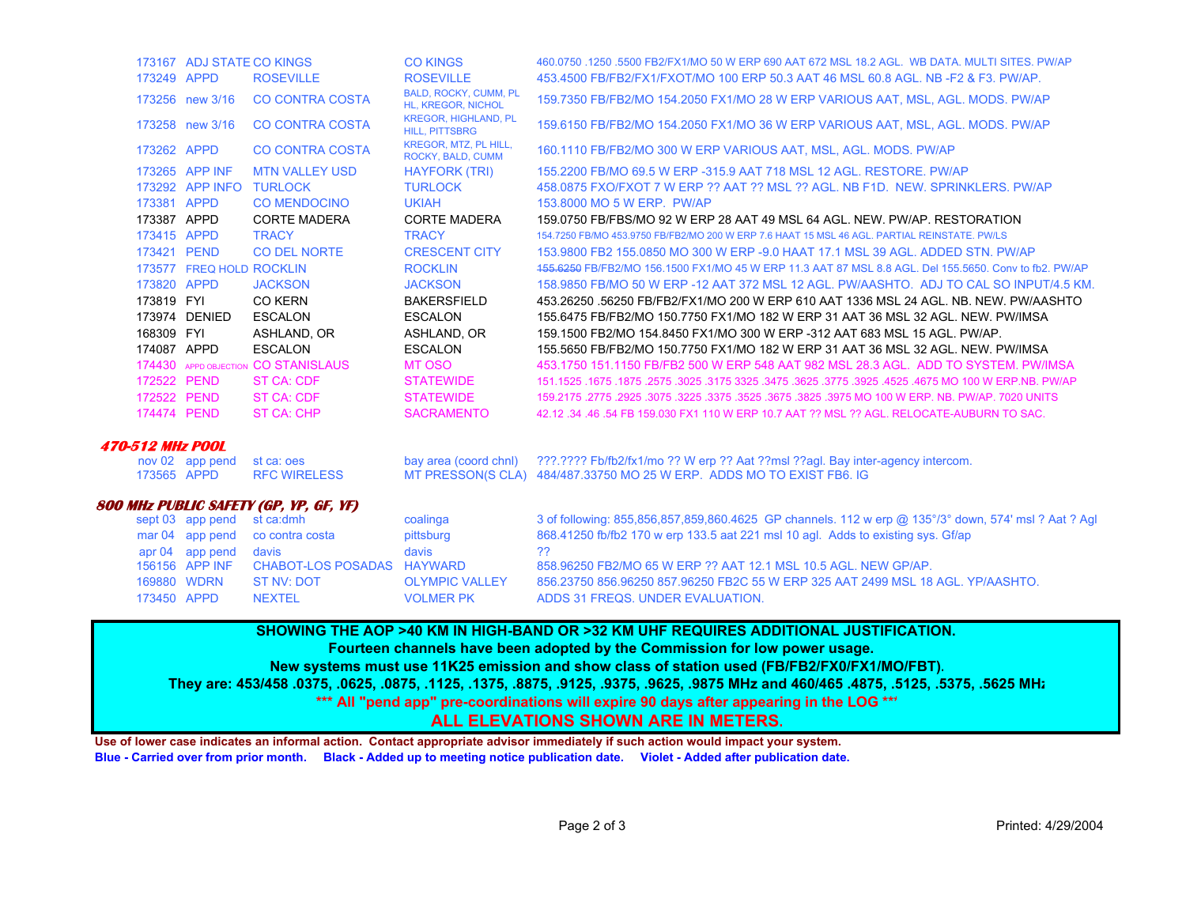| | | | | |
|---|---|---|---|---|
| 173167 | ADJ STATE | CO KINGS | CO KINGS | 460.0750 .1250 .5500 FB2/FX1/MO 50 W ERP 690 AAT 672 MSL 18.2 AGL. WB DATA. MULTI SITES. PW/AP |
| 173249 | APPD | ROSEVILLE | ROSEVILLE | 453.4500 FB/FB2/FX1/FXOT/MO 100 ERP 50.3 AAT 46 MSL 60.8 AGL. NB -F2 & F3. PW/AP. |
| 173256 | new 3/16 | CO CONTRA COSTA | BALD, ROCKY, CUMM, PL HL, KREGOR, NICHOL | 159.7350 FB/FB2/MO 154.2050 FX1/MO 28 W ERP VARIOUS AAT, MSL, AGL. MODS. PW/AP |
| 173258 | new 3/16 | CO CONTRA COSTA | KREGOR, HIGHLAND, PL HILL, PITTSBRG | 159.6150 FB/FB2/MO 154.2050 FX1/MO 36 W ERP VARIOUS AAT, MSL, AGL. MODS. PW/AP |
| 173262 | APPD | CO CONTRA COSTA | KREGOR, MTZ, PL HILL, ROCKY, BALD, CUMM | 160.1110 FB/FB2/MO 300 W ERP VARIOUS AAT, MSL, AGL. MODS. PW/AP |
| 173265 | APP INF | MTN VALLEY USD | HAYFORK (TRI) | 155.2200 FB/MO 69.5 W ERP -315.9 AAT 718 MSL 12 AGL. RESTORE. PW/AP |
| 173292 | APP INFO | TURLOCK | TURLOCK | 458.0875 FXO/FXOT 7 W ERP ?? AAT ?? MSL ?? AGL. NB F1D. NEW. SPRINKLERS. PW/AP |
| 173381 | APPD | CO MENDOCINO | UKIAH | 153.8000 MO 5 W ERP. PW/AP |
| 173387 | APPD | CORTE MADERA | CORTE MADERA | 159.0750 FB/FBS/MO 92 W ERP 28 AAT 49 MSL 64 AGL. NEW. PW/AP. RESTORATION |
| 173415 | APPD | TRACY | TRACY | 154.7250 FB/MO 453.9750 FB/FB2/MO 200 W ERP 7.6 HAAT 15 MSL 46 AGL. PARTIAL REINSTATE. PW/LS |
| 173421 | PEND | CO DEL NORTE | CRESCENT CITY | 153.9800 FB2 155.0850 MO 300 W ERP -9.0 HAAT 17.1 MSL 39 AGL. ADDED STN. PW/AP |
| 173577 | FREQ HOLD | ROCKLIN | ROCKLIN | ~~155.6250~~ FB/FB2/MO 156.1500 FX1/MO 45 W ERP 11.3 AAT 87 MSL 8.8 AGL. Del 155.5650. Conv to fb2. PW/AP |
| 173820 | APPD | JACKSON | JACKSON | 158.9850 FB/MO 50 W ERP -12 AAT 372 MSL 12 AGL. PW/AASHTO. ADJ TO CAL SO INPUT/4.5 KM. |
| 173819 | FYI | CO KERN | BAKERSFIELD | 453.26250 .56250 FB/FB2/FX1/MO 200 W ERP 610 AAT 1336 MSL 24 AGL. NB. NEW. PW/AASHTO |
| 173974 | DENIED | ESCALON | ESCALON | 155.6475 FB/FB2/MO 150.7750 FX1/MO 182 W ERP 31 AAT 36 MSL 32 AGL. NEW. PW/IMSA |
| 168309 | FYI | ASHLAND, OR | ASHLAND, OR | 159.1500 FB2/MO 154.8450 FX1/MO 300 W ERP -312 AAT 683 MSL 15 AGL. PW/AP. |
| 174087 | APPD | ESCALON | ESCALON | 155.5650 FB/FB2/MO 150.7750 FX1/MO 182 W ERP 31 AAT 36 MSL 32 AGL. NEW. PW/IMSA |
| 174430 | APPD OBJECTION | CO STANISLAUS | MT OSO | 453.1750 151.1150 FB/FB2 500 W ERP 548 AAT 982 MSL 28.3 AGL. ADD TO SYSTEM. PW/IMSA |
| 172522 | PEND | ST CA: CDF | STATEWIDE | 151.1525 .1675 .1875 .2575 .3025 .3175 3325 .3475 .3625 .3775 .3925 .4525 .4675 MO 100 W ERP.NB. PW/AP |
| 172522 | PEND | ST CA: CDF | STATEWIDE | 159.2175 .2775 .2925 .3075 .3225 .3375 .3525 .3675 .3825 .3975 MO 100 W ERP. NB. PW/AP. 7020 UNITS |
| 174474 | PEND | ST CA: CHP | SACRAMENTO | 42.12 .34 .46 .54 FB 159.030 FX1 110 W ERP 10.7 AAT ?? MSL ?? AGL. RELOCATE-AUBURN TO SAC. |

### *470-512 MHz POOL*

| | | | | |
|---|---|---|---|---|
| nov 02 | app pend | st ca: oes | bay area (coord chnl) | ???.???? Fb/fb2/fx1/mo ?? W erp ?? Aat ??msl ??agl. Bay inter-agency intercom. |
| 173565 | APPD | RFC WIRELESS | MT PRESSON(S CLA) | 484/487.33750 MO 25 W ERP. ADDS MO TO EXIST FB6. IG |

### *800 MHz PUBLIC SAFETY (GP, YP, GF, YF)*

| | | | | |
|---|---|---|---|---|
| sept 03 | app pend | st ca:dmh | coalinga | 3 of following: 855,856,857,859,860.4625 GP channels. 112 w erp @ 135°/3° down, 574' msl ? Aat ? Agl |
| mar 04 | app pend | co contra costa | pittsburg | 868.41250 fb/fb2 170 w erp 133.5 aat 221 msl 10 agl. Adds to existing sys. Gf/ap |
| apr 04 | app pend | davis | davis | ?? |
| 156156 | APP INF | CHABOT-LOS POSADAS | HAYWARD | 858.96250 FB2/MO 65 W ERP ?? AAT 12.1 MSL 10.5 AGL. NEW GP/AP. |
| 169880 | WDRN | ST NV: DOT | OLYMPIC VALLEY | 856.23750 856.96250 857.96250 FB2C 55 W ERP 325 AAT 2499 MSL 18 AGL. YP/AASHTO. |
| 173450 | APPD | NEXTEL | VOLMER PK | ADDS 31 FREQS. UNDER EVALUATION. |

**SHOWING THE AOP >40 KM IN HIGH-BAND OR >32 KM UHF REQUIRES ADDITIONAL JUSTIFICATION.**
**Fourteen channels have been adopted by the Commission for low power usage.**
**New systems must use 11K25 emission and show class of station used (FB/FB2/FX0/FX1/MO/FBT).**
**They are: 453/458 .0375, .0625, .0875, .1125, .1375, .8875, .9125, .9375, .9625, .9875 MHz and 460/465 .4875, .5125, .5375, .5625 MHz**
**\*\*\* All "pend app" pre-coordinations will expire 90 days after appearing in the LOG \*\*\***
**ALL ELEVATIONS SHOWN ARE IN METERS.**

**Use of lower case indicates an informal action. Contact appropriate advisor immediately if such action would impact your system.**
**Blue - Carried over from prior month. Black - Added up to meeting notice publication date. Violet - Added after publication date.**

Printed: 4/29/2004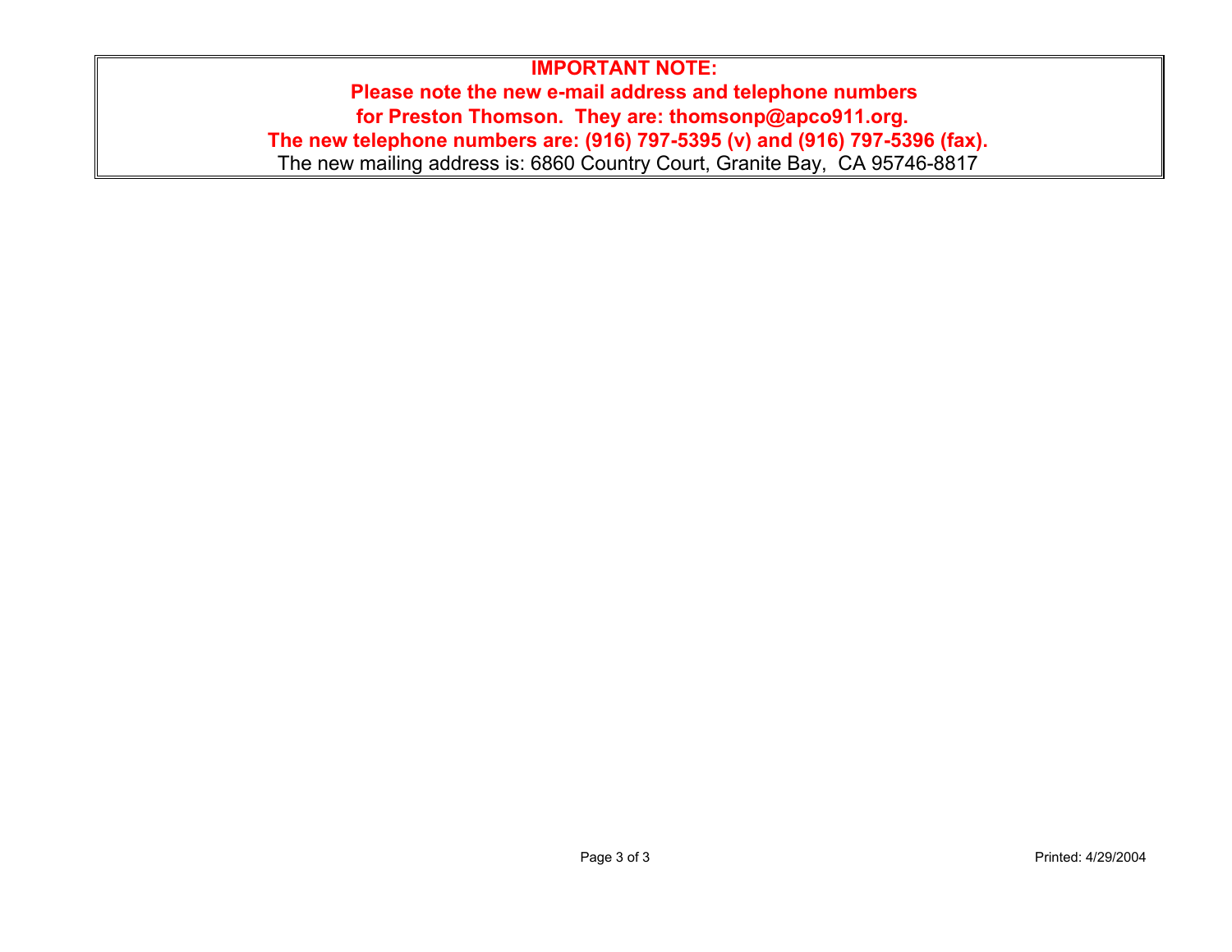**IMPORTANT NOTE:**

**Please note the new e-mail address and telephone numbers for Preston Thomson. They are: thomsonp@apco911.org.**

**The new telephone numbers are: (916) 797-5395 (v) and (916) 797-5396 (fax).**

The new mailing address is: 6860 Country Court, Granite Bay, CA 95746-8817

Printed: 4/29/2004